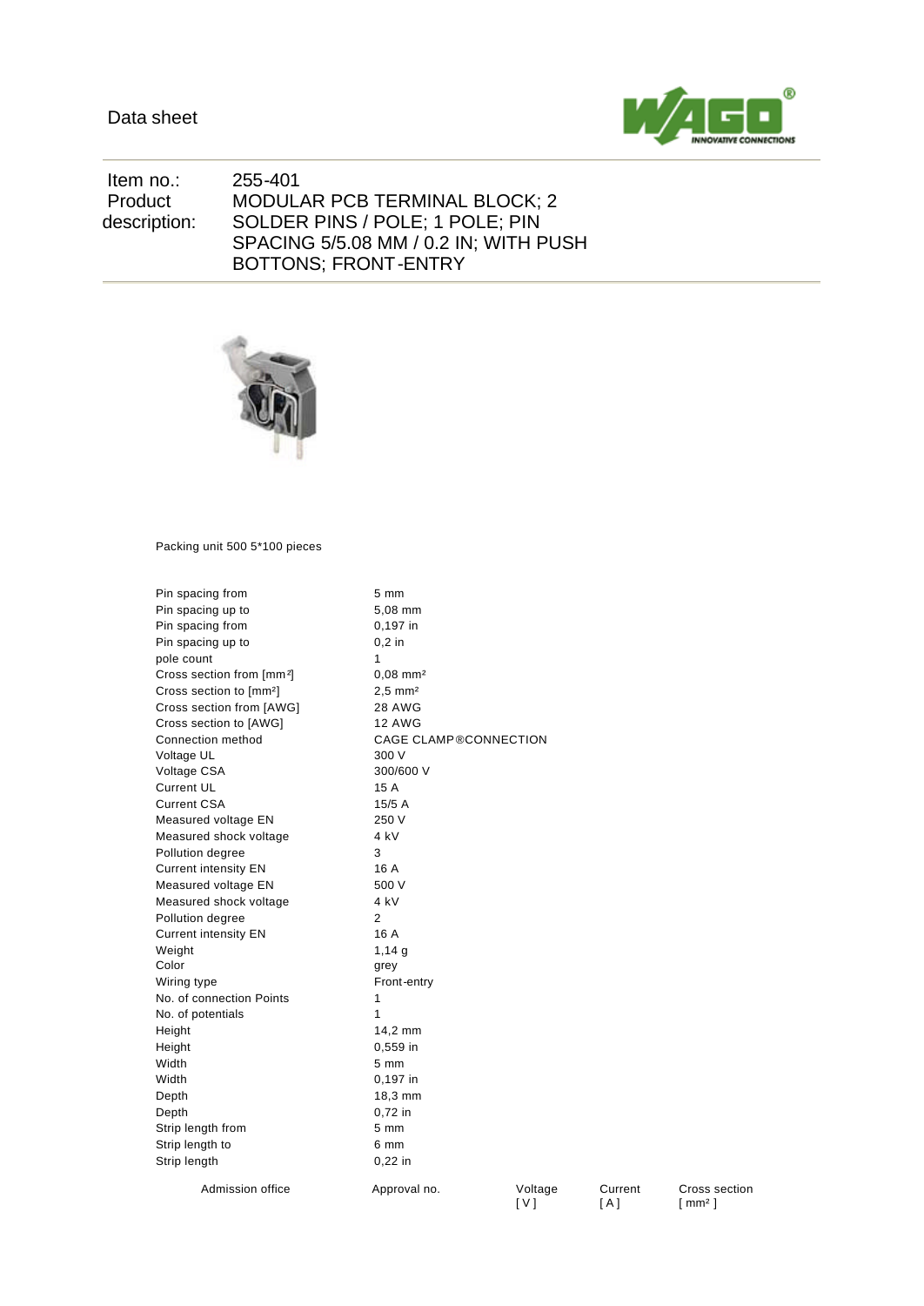Data sheet

| Item no.: | 255-401 |
|---|---|
| Product description: | MODULAR PCB TERMINAL BLOCK; 2 SOLDER PINS / POLE; 1 POLE; PIN SPACING 5/5.08 MM / 0.2 IN; WITH PUSH BOTTONS; FRONT-ENTRY |

Packing unit 500 5*100 pieces

| | |
|---|---|
| Pin spacing from | 5 mm |
| Pin spacing up to | 5,08 mm |
| Pin spacing from | 0,197 in |
| Pin spacing up to | 0,2 in |
| pole count | 1 |
| Cross section from [mm²] | 0,08 mm² |
| Cross section to [mm²] | 2,5 mm² |
| Cross section from [AWG] | 28 AWG |
| Cross section to [AWG] | 12 AWG |
| Connection method | CAGE CLAMP®CONNECTION |
| Voltage UL | 300 V |
| Voltage CSA | 300/600 V |
| Current UL | 15 A |
| Current CSA | 15/5 A |
| Measured voltage EN | 250 V |
| Measured shock voltage | 4 kV |
| Pollution degree | 3 |
| Current intensity EN | 16 A |
| Measured voltage EN | 500 V |
| Measured shock voltage | 4 kV |
| Pollution degree | 2 |
| Current intensity EN | 16 A |
| Weight | 1,14 g |
| Color | grey |
| Wiring type | Front-entry |
| No. of connection Points | 1 |
| No. of potentials | 1 |
| Height | 14,2 mm |
| Height | 0,559 in |
| Width | 5 mm |
| Width | 0,197 in |
| Depth | 18,3 mm |
| Depth | 0,72 in |
| Strip length from | 5 mm |
| Strip length to | 6 mm |
| Strip length | 0,22 in |

| Admission office | Approval no. | Voltage [ V ] | Current [ A ] | Cross section [ mm² ] |
|---|---|---|---|---|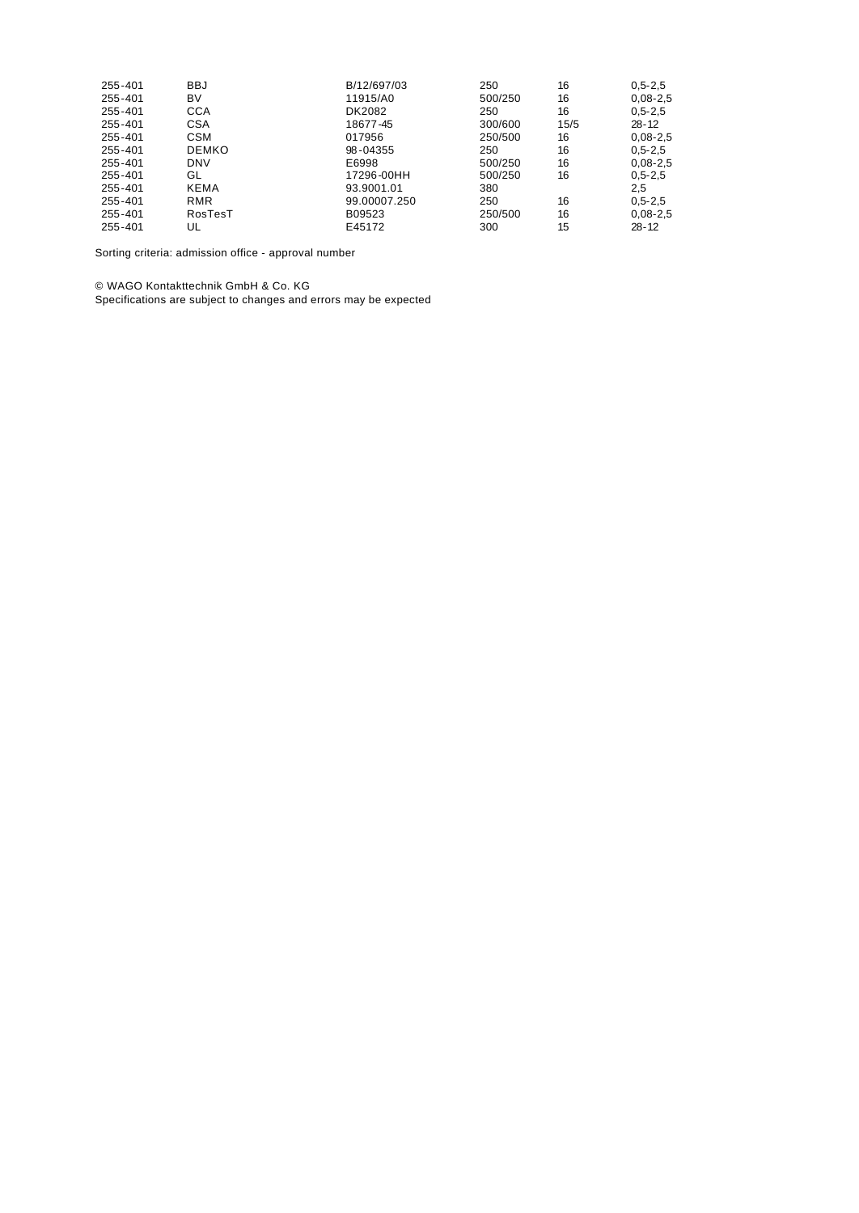| | | | | | |
|---|---|---|---|---|---|
| 255-401 | BBJ | B/12/697/03 | 250 | 16 | 0,5-2,5 |
| 255-401 | BV | 11915/A0 | 500/250 | 16 | 0,08-2,5 |
| 255-401 | CCA | DK2082 | 250 | 16 | 0,5-2,5 |
| 255-401 | CSA | 18677-45 | 300/600 | 15/5 | 28-12 |
| 255-401 | CSM | 017956 | 250/500 | 16 | 0,08-2,5 |
| 255-401 | DEMKO | 98-04355 | 250 | 16 | 0,5-2,5 |
| 255-401 | DNV | E6998 | 500/250 | 16 | 0,08-2,5 |
| 255-401 | GL | 17296-00HH | 500/250 | 16 | 0,5-2,5 |
| 255-401 | KEMA | 93.9001.01 | 380 | | 2,5 |
| 255-401 | RMR | 99.00007.250 | 250 | 16 | 0,5-2,5 |
| 255-401 | RosTesT | B09523 | 250/500 | 16 | 0,08-2,5 |
| 255-401 | UL | E45172 | 300 | 15 | 28-12 |

Sorting criteria: admission office - approval number

© WAGO Kontakttechnik GmbH & Co. KG
Specifications are subject to changes and errors may be expected